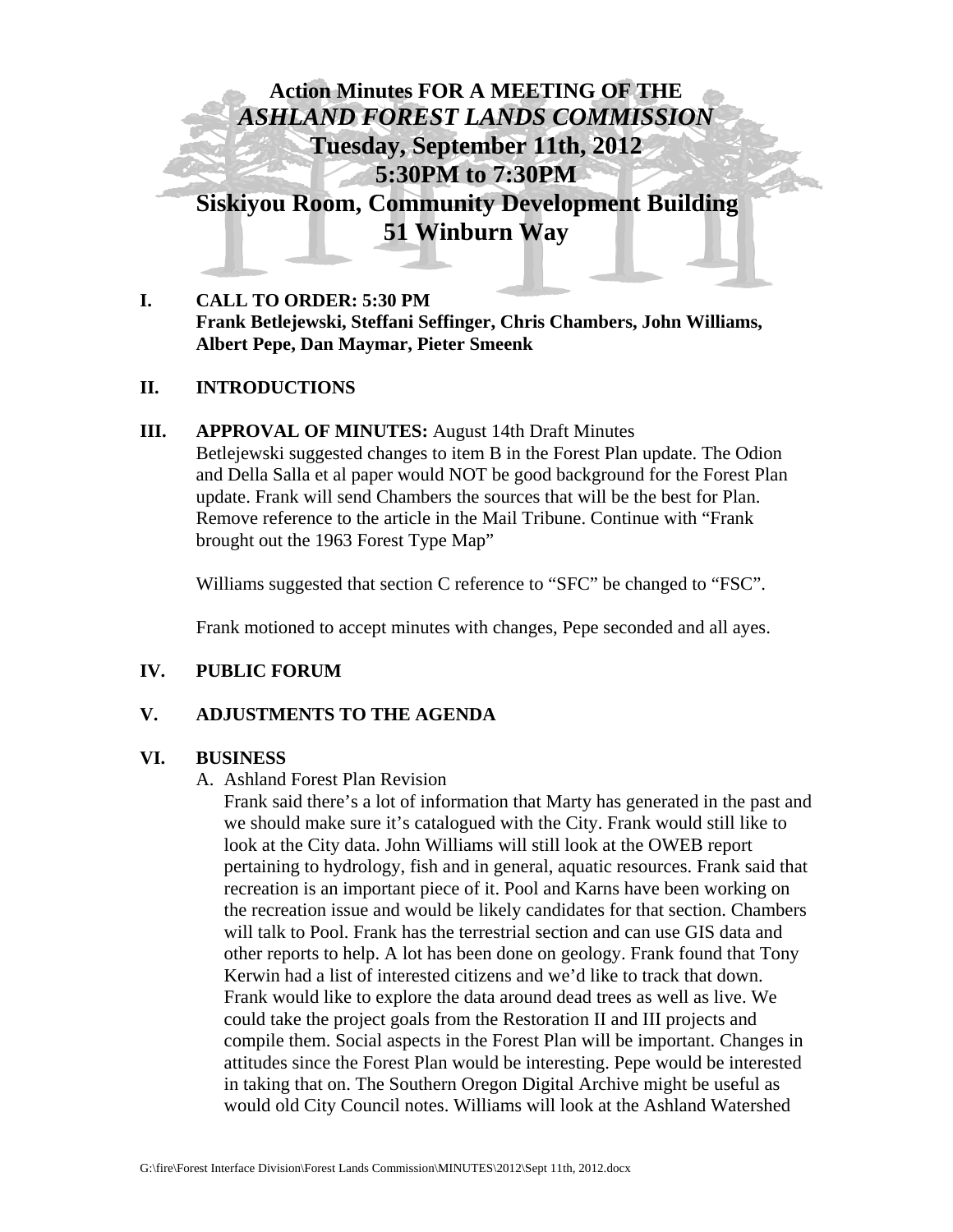# Action Minutes FOR A MEETING OF THE *ASHLAND FOREST LANDS COMMISSION* Tuesday, September 11th, 2012 5:30PM to 7:30PM Siskiyou Room, Community Development Building 51 Winburn Way

## I. CALL TO ORDER: 5:30 PM

**Frank Betlejewski, Steffani Seffinger, Chris Chambers, John Williams, Albert Pepe, Dan Maymar, Pieter Smeenk**

## II. INTRODUCTIONS

## III. APPROVAL OF MINUTES: August 14th Draft Minutes

Betlejewski suggested changes to item B in the Forest Plan update. The Odion and Della Salla et al paper would NOT be good background for the Forest Plan update. Frank will send Chambers the sources that will be the best for Plan. Remove reference to the article in the Mail Tribune. Continue with "Frank brought out the 1963 Forest Type Map"

Williams suggested that section C reference to "SFC" be changed to "FSC".

Frank motioned to accept minutes with changes, Pepe seconded and all ayes.

## IV. PUBLIC FORUM

## V. ADJUSTMENTS TO THE AGENDA

## VI. BUSINESS

A. Ashland Forest Plan Revision

Frank said there's a lot of information that Marty has generated in the past and we should make sure it's catalogued with the City. Frank would still like to look at the City data. John Williams will still look at the OWEB report pertaining to hydrology, fish and in general, aquatic resources. Frank said that recreation is an important piece of it. Pool and Karns have been working on the recreation issue and would be likely candidates for that section. Chambers will talk to Pool. Frank has the terrestrial section and can use GIS data and other reports to help. A lot has been done on geology. Frank found that Tony Kerwin had a list of interested citizens and we'd like to track that down. Frank would like to explore the data around dead trees as well as live. We could take the project goals from the Restoration II and III projects and compile them. Social aspects in the Forest Plan will be important. Changes in attitudes since the Forest Plan would be interesting. Pepe would be interested in taking that on. The Southern Oregon Digital Archive might be useful as would old City Council notes. Williams will look at the Ashland Watershed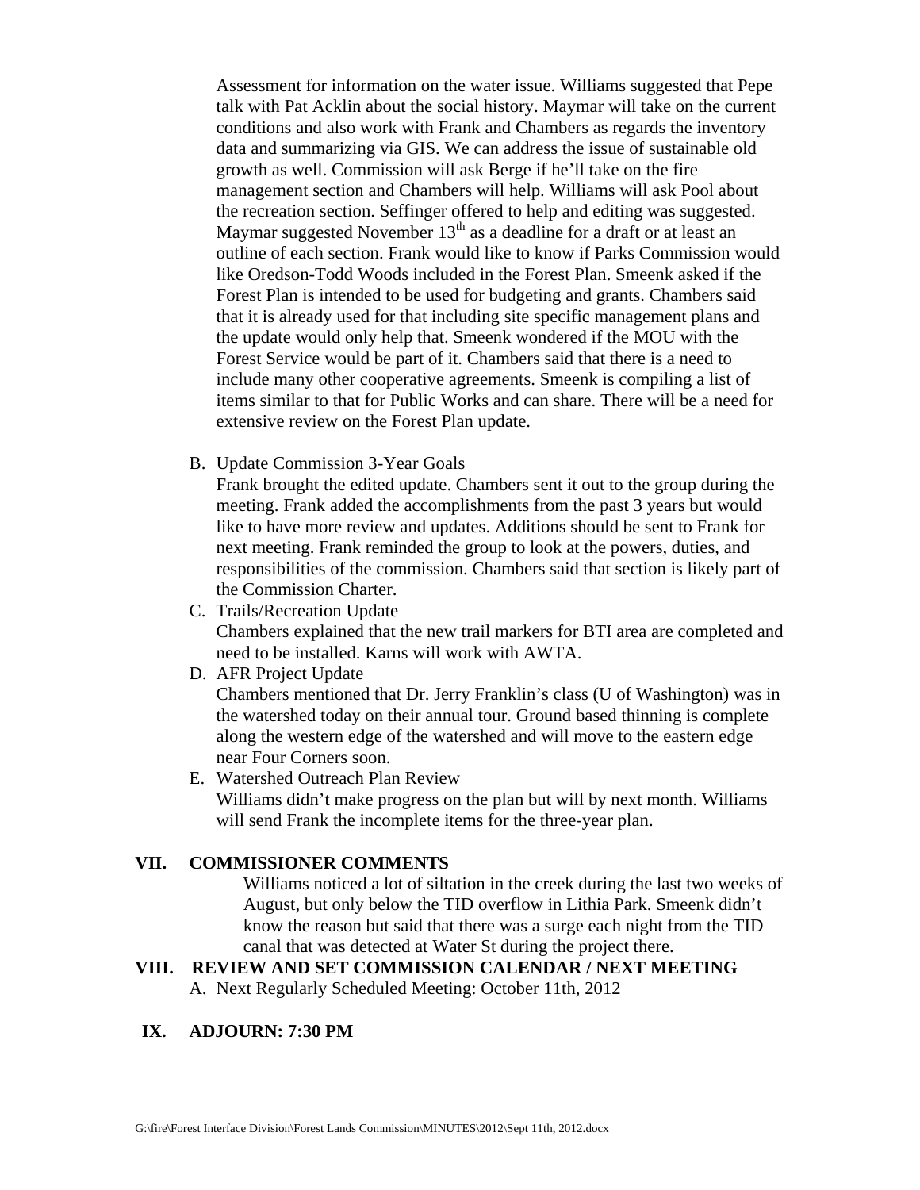Assessment for information on the water issue. Williams suggested that Pepe talk with Pat Acklin about the social history. Maymar will take on the current conditions and also work with Frank and Chambers as regards the inventory data and summarizing via GIS. We can address the issue of sustainable old growth as well. Commission will ask Berge if he'll take on the fire management section and Chambers will help. Williams will ask Pool about the recreation section. Seffinger offered to help and editing was suggested. Maymar suggested November 13th as a deadline for a draft or at least an outline of each section. Frank would like to know if Parks Commission would like Oredson-Todd Woods included in the Forest Plan. Smeenk asked if the Forest Plan is intended to be used for budgeting and grants. Chambers said that it is already used for that including site specific management plans and the update would only help that. Smeenk wondered if the MOU with the Forest Service would be part of it. Chambers said that there is a need to include many other cooperative agreements. Smeenk is compiling a list of items similar to that for Public Works and can share. There will be a need for extensive review on the Forest Plan update.

B. Update Commission 3-Year Goals

   Frank brought the edited update. Chambers sent it out to the group during the meeting. Frank added the accomplishments from the past 3 years but would like to have more review and updates. Additions should be sent to Frank for next meeting. Frank reminded the group to look at the powers, duties, and responsibilities of the commission. Chambers said that section is likely part of the Commission Charter.

C. Trails/Recreation Update

   Chambers explained that the new trail markers for BTI area are completed and need to be installed. Karns will work with AWTA.

D. AFR Project Update

   Chambers mentioned that Dr. Jerry Franklin's class (U of Washington) was in the watershed today on their annual tour. Ground based thinning is complete along the western edge of the watershed and will move to the eastern edge near Four Corners soon.

E. Watershed Outreach Plan Review

   Williams didn't make progress on the plan but will by next month. Williams will send Frank the incomplete items for the three-year plan.

## VII. COMMISSIONER COMMENTS

Williams noticed a lot of siltation in the creek during the last two weeks of August, but only below the TID overflow in Lithia Park. Smeenk didn't know the reason but said that there was a surge each night from the TID canal that was detected at Water St during the project there.

## VIII. REVIEW AND SET COMMISSION CALENDAR / NEXT MEETING

A. Next Regularly Scheduled Meeting: October 11th, 2012

## IX. ADJOURN: 7:30 PM

G:\fire\Forest Interface Division\Forest Lands Commission\MINUTES\2012\Sept 11th, 2012.docx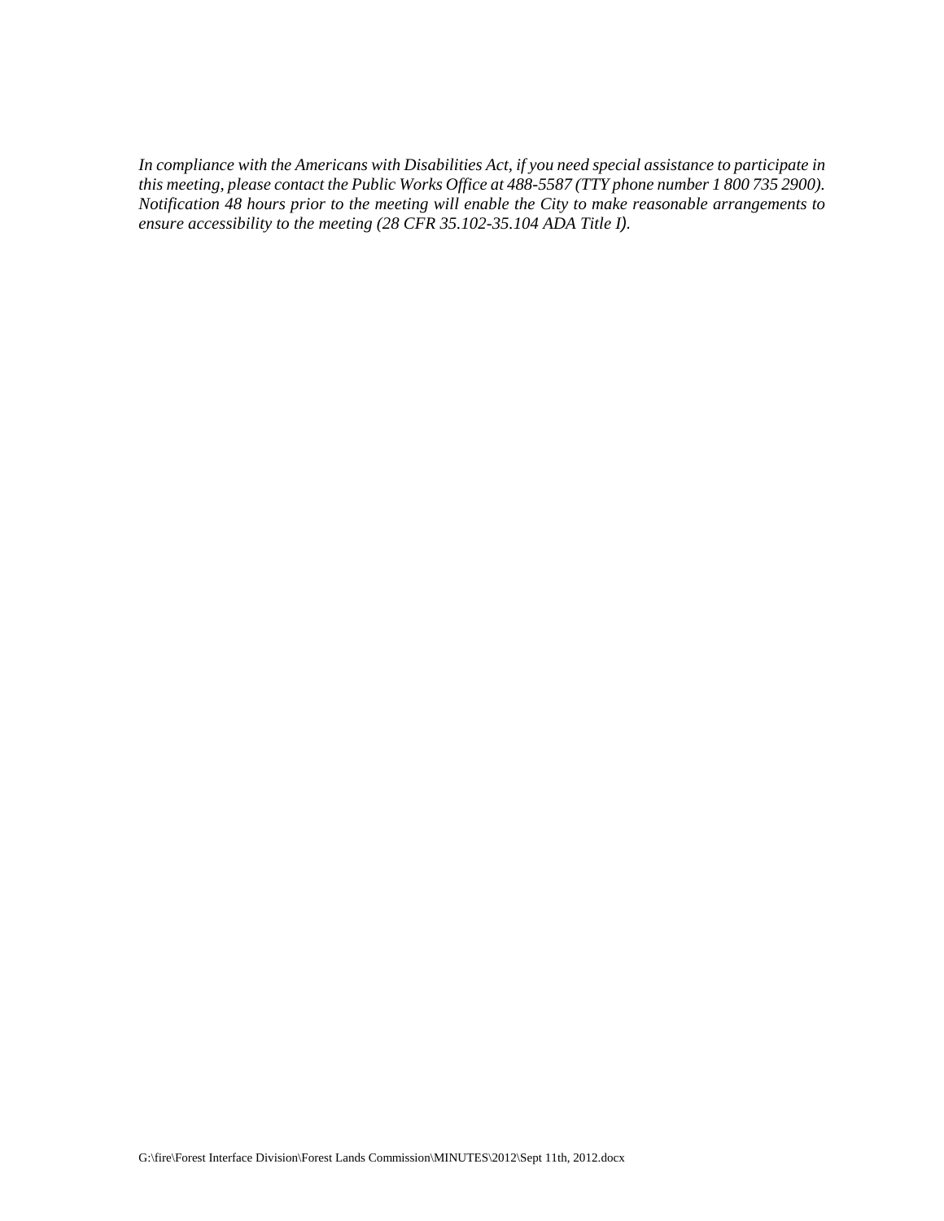*In compliance with the Americans with Disabilities Act, if you need special assistance to participate in this meeting, please contact the Public Works Office at 488-5587 (TTY phone number 1 800 735 2900). Notification 48 hours prior to the meeting will enable the City to make reasonable arrangements to ensure accessibility to the meeting (28 CFR 35.102-35.104 ADA Title I).*